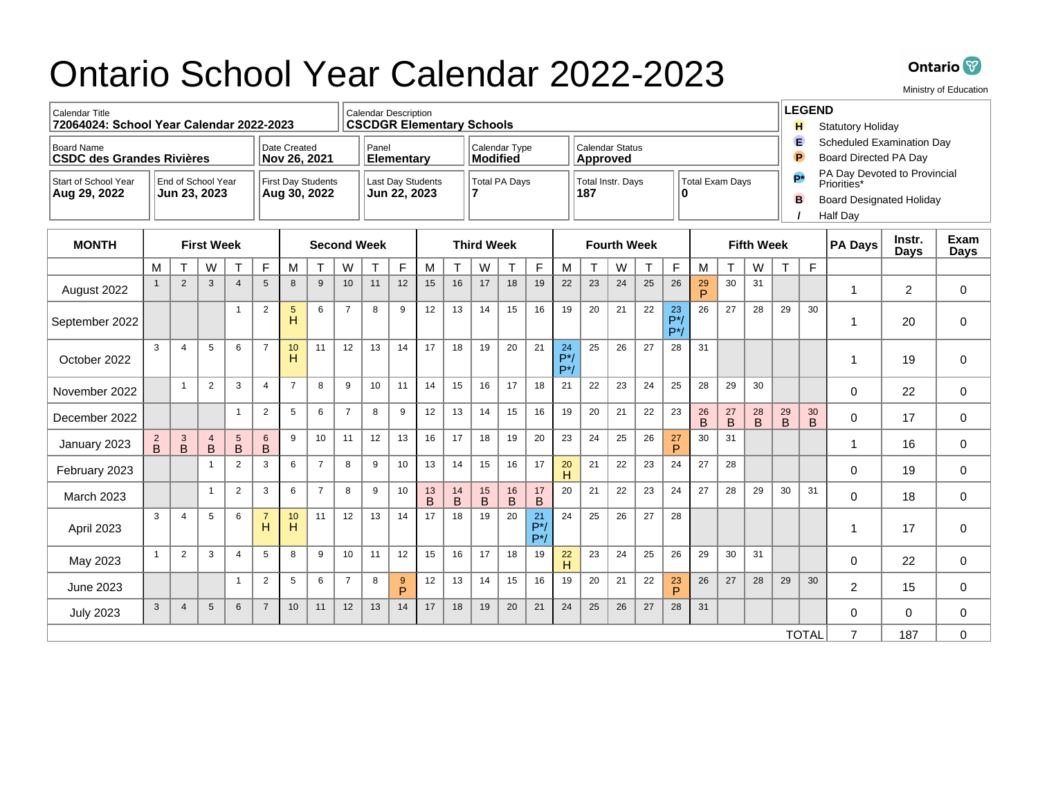# Ontario School Year Calendar 2022-2023

Ontario
Ministry of Education

| Field | Value |
|---|---|
| Calendar Title | 72064024: School Year Calendar 2022-2023 |
| Calendar Description | CSCDGR Elementary Schools |
| Board Name | CSDC des Grandes Rivières |
| Date Created | Nov 26, 2021 |
| Panel | Elementary |
| Calendar Type | Modified |
| Calendar Status | Approved |
| Start of School Year | Aug 29, 2022 |
| End of School Year | Jun 23, 2023 |
| First Day Students | Aug 30, 2022 |
| Last Day Students | Jun 22, 2023 |
| Total PA Days | 7 |
| Total Instr. Days | 187 |
| Total Exam Days | 0 |

**LEGEND**

- **H** Statutory Holiday
- **E** Scheduled Examination Day
- **P** Board Directed PA Day
- **P*** PA Day Devoted to Provincial Priorities*
- **B** Board Designated Holiday
- **/** Half Day

| MONTH | First Week | | | | | Second Week | | | | | Third Week | | | | | Fourth Week | | | | | Fifth Week | | | | | PA Days | Instr. Days | Exam Days |
|---|---|---|---|---|---|---|---|---|---|---|---|---|---|---|---|---|---|---|---|---|---|---|---|---|---|---|---|---|
| | M | T | W | T | F | M | T | W | T | F | M | T | W | T | F | M | T | W | T | F | M | T | W | T | F | | | |
| August 2022 | 1 | 2 | 3 | 4 | 5 | 8 | 9 | 10 | 11 | 12 | 15 | 16 | 17 | 18 | 19 | 22 | 23 | 24 | 25 | 26 | 29 P | 30 | 31 | | | 1 | 2 | 0 |
| September 2022 | | | | 1 | 2 | 5 H | 6 | 7 | 8 | 9 | 12 | 13 | 14 | 15 | 16 | 19 | 20 | 21 | 22 | 23 P*/ P*/ | 26 | 27 | 28 | 29 | 30 | 1 | 20 | 0 |
| October 2022 | 3 | 4 | 5 | 6 | 7 | 10 H | 11 | 12 | 13 | 14 | 17 | 18 | 19 | 20 | 21 | 24 P*/ P*/ | 25 | 26 | 27 | 28 | 31 | | | | | 1 | 19 | 0 |
| November 2022 | | 1 | 2 | 3 | 4 | 7 | 8 | 9 | 10 | 11 | 14 | 15 | 16 | 17 | 18 | 21 | 22 | 23 | 24 | 25 | 28 | 29 | 30 | | | 0 | 22 | 0 |
| December 2022 | | | | 1 | 2 | 5 | 6 | 7 | 8 | 9 | 12 | 13 | 14 | 15 | 16 | 19 | 20 | 21 | 22 | 23 | 26 B | 27 B | 28 B | 29 B | 30 B | 0 | 17 | 0 |
| January 2023 | 2 B | 3 B | 4 B | 5 B | 6 B | 9 | 10 | 11 | 12 | 13 | 16 | 17 | 18 | 19 | 20 | 23 | 24 | 25 | 26 | 27 P | 30 | 31 | | | | 1 | 16 | 0 |
| February 2023 | | | 1 | 2 | 3 | 6 | 7 | 8 | 9 | 10 | 13 | 14 | 15 | 16 | 17 | 20 H | 21 | 22 | 23 | 24 | 27 | 28 | | | | 0 | 19 | 0 |
| March 2023 | | | 1 | 2 | 3 | 6 | 7 | 8 | 9 | 10 | 13 B | 14 B | 15 B | 16 B | 17 B | 20 | 21 | 22 | 23 | 24 | 27 | 28 | 29 | 30 | 31 | 0 | 18 | 0 |
| April 2023 | 3 | 4 | 5 | 6 | 7 H | 10 H | 11 | 12 | 13 | 14 | 17 | 18 | 19 | 20 | 21 P*/ P*/ | 24 | 25 | 26 | 27 | 28 | | | | | | 1 | 17 | 0 |
| May 2023 | 1 | 2 | 3 | 4 | 5 | 8 | 9 | 10 | 11 | 12 | 15 | 16 | 17 | 18 | 19 | 22 H | 23 | 24 | 25 | 26 | 29 | 30 | 31 | | | 0 | 22 | 0 |
| June 2023 | | | | 1 | 2 | 5 | 6 | 7 | 8 | 9 P | 12 | 13 | 14 | 15 | 16 | 19 | 20 | 21 | 22 | 23 P | 26 | 27 | 28 | 29 | 30 | 2 | 15 | 0 |
| July 2023 | 3 | 4 | 5 | 6 | 7 | 10 | 11 | 12 | 13 | 14 | 17 | 18 | 19 | 20 | 21 | 24 | 25 | 26 | 27 | 28 | 31 | | | | | 0 | 0 | 0 |
| | | | | | | | | | | | | | | | | | | | | | | | | | TOTAL | 7 | 187 | 0 |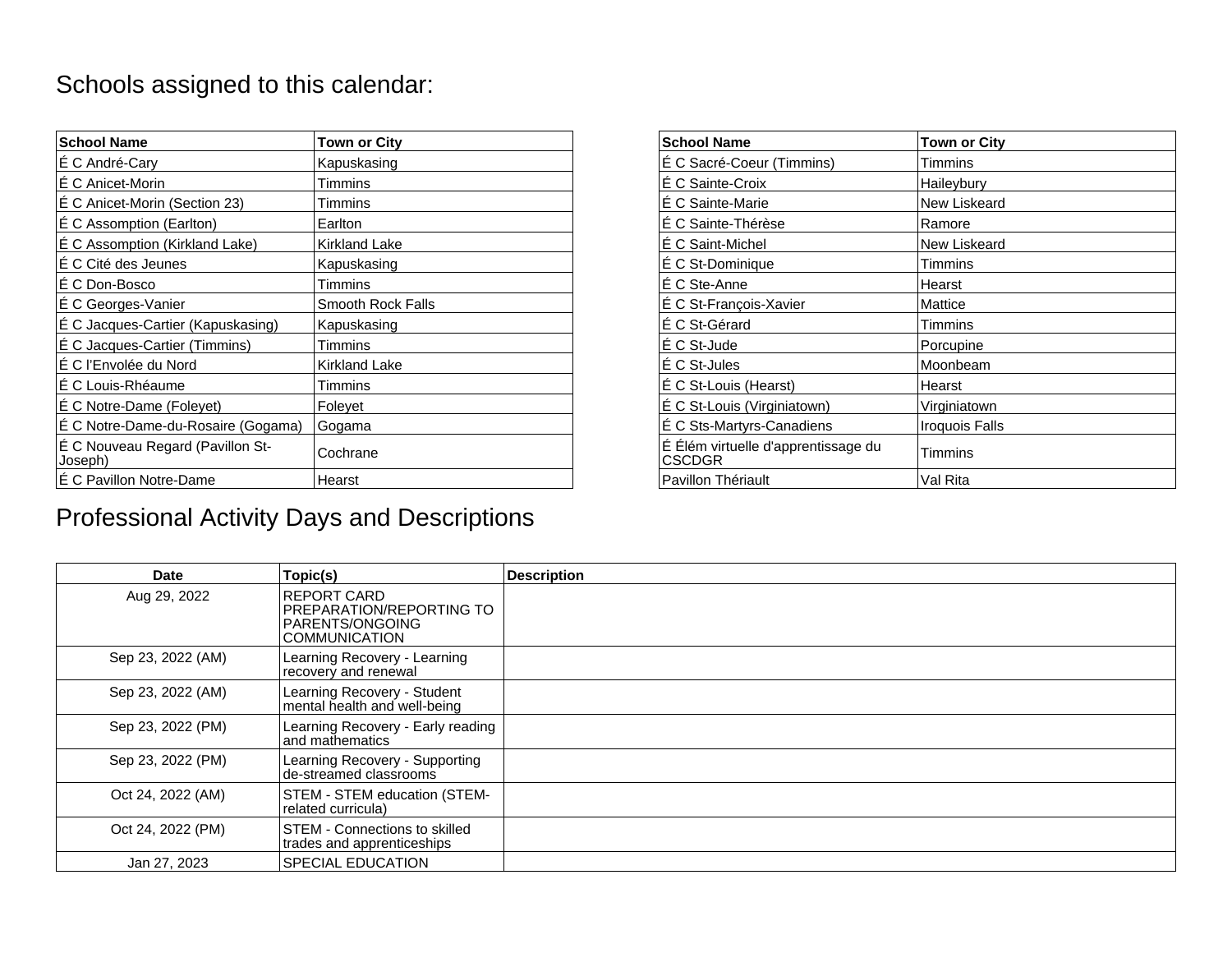# Schools assigned to this calendar:

| School Name | Town or City |
|---|---|
| É C André-Cary | Kapuskasing |
| É C Anicet-Morin | Timmins |
| É C Anicet-Morin (Section 23) | Timmins |
| É C Assomption (Earlton) | Earlton |
| É C Assomption (Kirkland Lake) | Kirkland Lake |
| É C Cité des Jeunes | Kapuskasing |
| É C Don-Bosco | Timmins |
| É C Georges-Vanier | Smooth Rock Falls |
| É C Jacques-Cartier (Kapuskasing) | Kapuskasing |
| É C Jacques-Cartier (Timmins) | Timmins |
| É C l’Envolée du Nord | Kirkland Lake |
| É C Louis-Rhéaume | Timmins |
| É C Notre-Dame (Foleyet) | Foleyet |
| É C Notre-Dame-du-Rosaire (Gogama) | Gogama |
| É C Nouveau Regard (Pavillon St-Joseph) | Cochrane |
| É C Pavillon Notre-Dame | Hearst |

| School Name | Town or City |
|---|---|
| É C Sacré-Coeur (Timmins) | Timmins |
| É C Sainte-Croix | Haileybury |
| É C Sainte-Marie | New Liskeard |
| É C Sainte-Thérèse | Ramore |
| É C Saint-Michel | New Liskeard |
| É C St-Dominique | Timmins |
| É C Ste-Anne | Hearst |
| É C St-François-Xavier | Mattice |
| É C St-Gérard | Timmins |
| É C St-Jude | Porcupine |
| É C St-Jules | Moonbeam |
| É C St-Louis (Hearst) | Hearst |
| É C St-Louis (Virginiatown) | Virginiatown |
| É C Sts-Martyrs-Canadiens | Iroquois Falls |
| É Élém virtuelle d'apprentissage du CSCDGR | Timmins |
| Pavillon Thériault | Val Rita |

# Professional Activity Days and Descriptions

| Date | Topic(s) | Description |
|---|---|---|
| Aug 29, 2022 | REPORT CARD PREPARATION/REPORTING TO PARENTS/ONGOING COMMUNICATION | |
| Sep 23, 2022 (AM) | Learning Recovery - Learning recovery and renewal | |
| Sep 23, 2022 (AM) | Learning Recovery - Student mental health and well-being | |
| Sep 23, 2022 (PM) | Learning Recovery - Early reading and mathematics | |
| Sep 23, 2022 (PM) | Learning Recovery - Supporting de-streamed classrooms | |
| Oct 24, 2022 (AM) | STEM - STEM education (STEM-related curricula) | |
| Oct 24, 2022 (PM) | STEM - Connections to skilled trades and apprenticeships | |
| Jan 27, 2023 | SPECIAL EDUCATION | |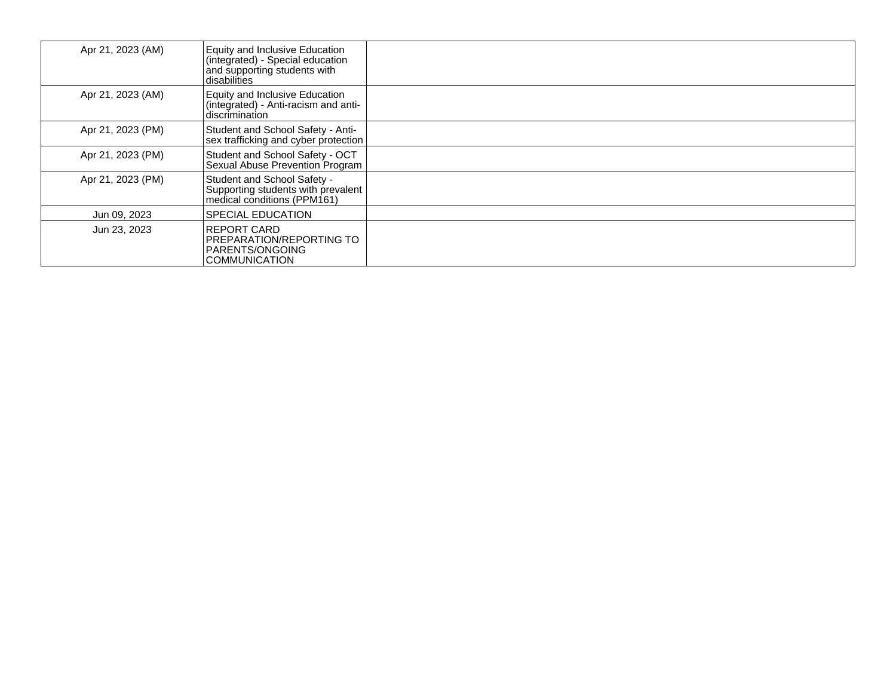| | | |
|---|---|---|
| Apr 21, 2023 (AM) | Equity and Inclusive Education (integrated) - Special education and supporting students with disabilities | |
| Apr 21, 2023 (AM) | Equity and Inclusive Education (integrated) - Anti-racism and anti-discrimination | |
| Apr 21, 2023 (PM) | Student and School Safety - Anti-sex trafficking and cyber protection | |
| Apr 21, 2023 (PM) | Student and School Safety - OCT Sexual Abuse Prevention Program | |
| Apr 21, 2023 (PM) | Student and School Safety - Supporting students with prevalent medical conditions (PPM161) | |
| Jun 09, 2023 | SPECIAL EDUCATION | |
| Jun 23, 2023 | REPORT CARD PREPARATION/REPORTING TO PARENTS/ONGOING COMMUNICATION | |